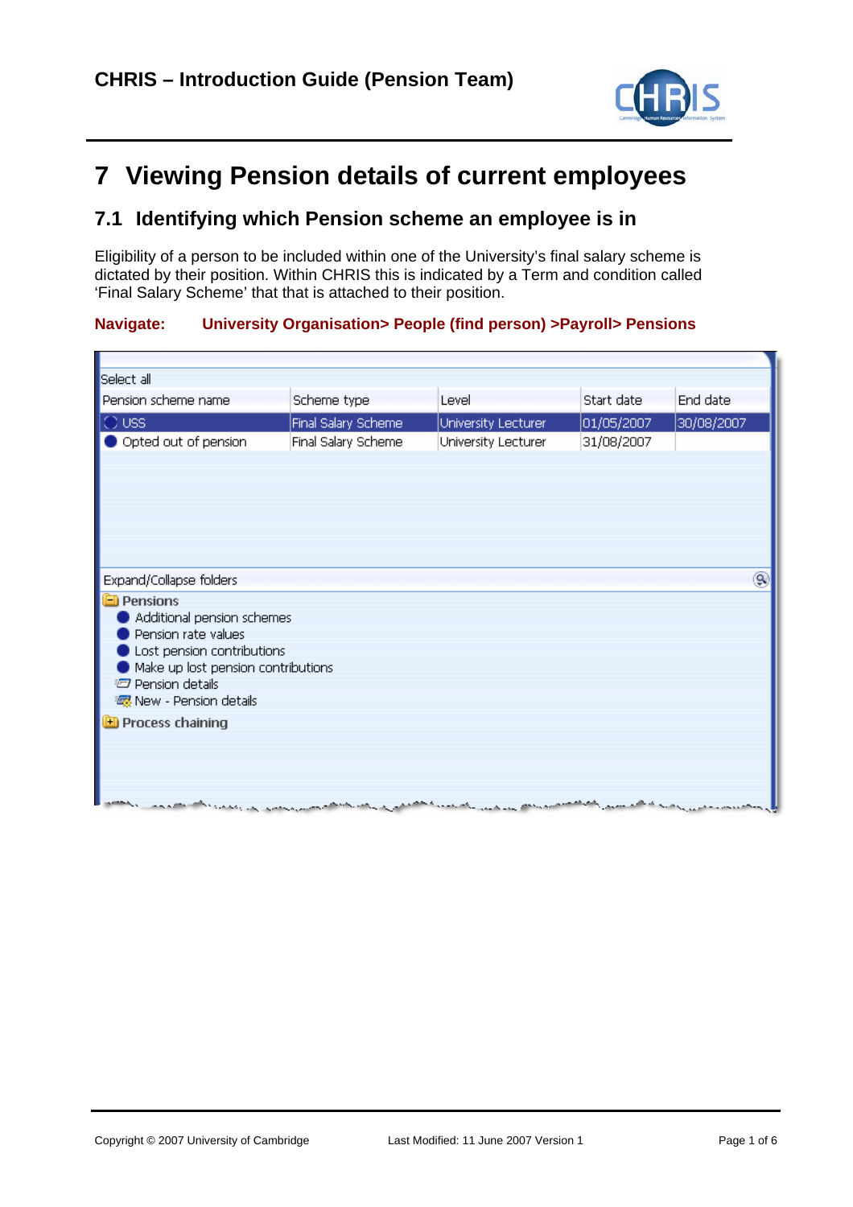# 7 Viewing Pension details of current employees

## 7.1 Identifying which Pension scheme an employee is in

Eligibility of a person to be included within one of the University's final salary scheme is dictated by their position. Within CHRIS this is indicated by a Term and condition called 'Final Salary Scheme' that that is attached to their position.

**Navigate: University Organisation> People (find person) >Payroll> Pensions**

Select all

| Pension scheme name | Scheme type | Level | Start date | End date |
|---|---|---|---|---|
| USS | Final Salary Scheme | University Lecturer | 01/05/2007 | 30/08/2007 |
| Opted out of pension | Final Salary Scheme | University Lecturer | 31/08/2007 | |

Expand/Collapse folders

- Pensions
  - Additional pension schemes
  - Pension rate values
  - Lost pension contributions
  - Make up lost pension contributions
  - Pension details
  - New - Pension details
- Process chaining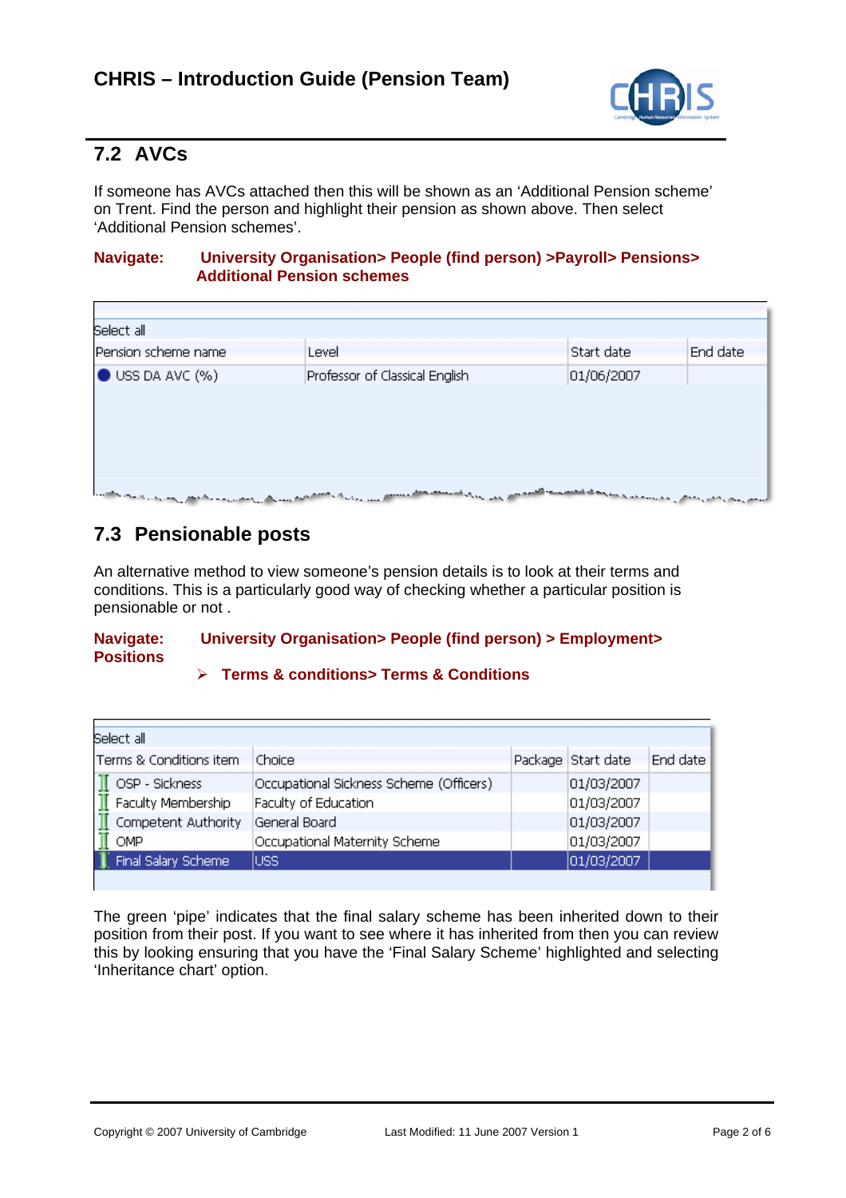## 7.2 AVCs

If someone has AVCs attached then this will be shown as an ‘Additional Pension scheme’ on Trent. Find the person and highlight their pension as shown above. Then select ‘Additional Pension schemes’.

**Navigate: University Organisation> People (find person) >Payroll> Pensions> Additional Pension schemes**

Select all

| Pension scheme name | Level | Start date | End date |
|---|---|---|---|
| USS DA AVC (%) | Professor of Classical English | 01/06/2007 | |

## 7.3 Pensionable posts

An alternative method to view someone’s pension details is to look at their terms and conditions. This is a particularly good way of checking whether a particular position is pensionable or not .

**Navigate: University Organisation> People (find person) > Employment> Positions**

- **Terms & conditions> Terms & Conditions**

Select all

| Terms & Conditions item | Choice | Package | Start date | End date |
|---|---|---|---|---|
| OSP - Sickness | Occupational Sickness Scheme (Officers) | | 01/03/2007 | |
| Faculty Membership | Faculty of Education | | 01/03/2007 | |
| Competent Authority | General Board | | 01/03/2007 | |
| OMP | Occupational Maternity Scheme | | 01/03/2007 | |
| Final Salary Scheme | USS | | 01/03/2007 | |

The green ‘pipe’ indicates that the final salary scheme has been inherited down to their position from their post. If you want to see where it has inherited from then you can review this by looking ensuring that you have the ‘Final Salary Scheme’ highlighted and selecting ‘Inheritance chart’ option.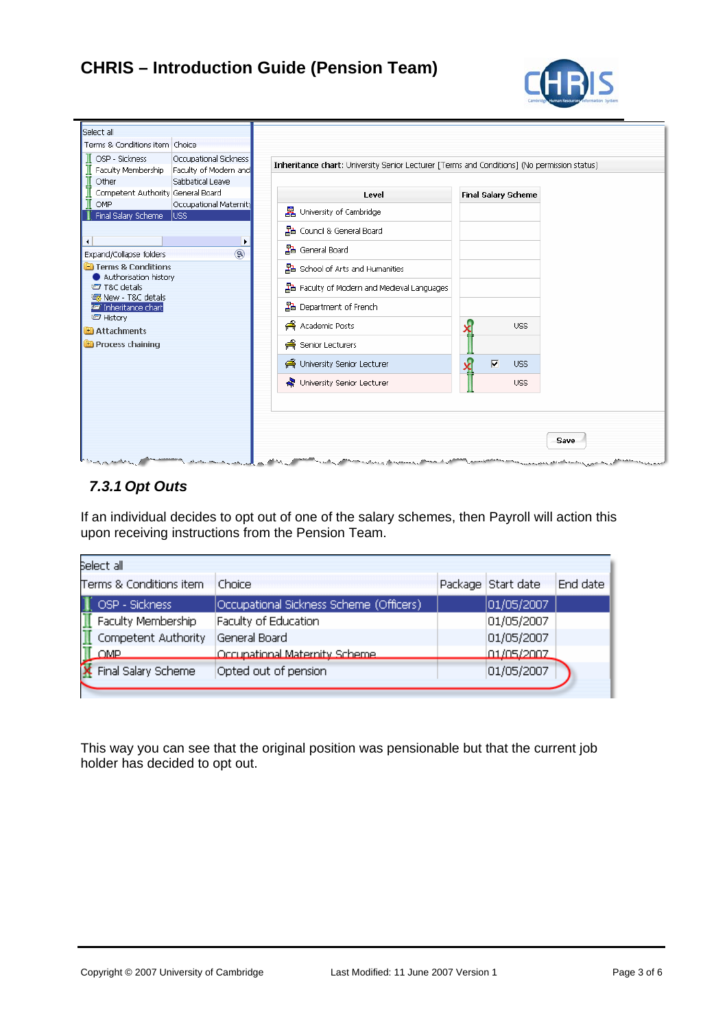| Select all | |
|---|---|
| Terms & Conditions item | Choice |
| OSP - Sickness | Occupational Sickness |
| Faculty Membership | Faculty of Modern and |
| Other | Sabbatical Leave |
| Competent Authority | General Board |
| OMP | Occupational Maternity |
| Final Salary Scheme | USS |

Expand/Collapse folders

- Terms & Conditions
  - Authorisation history
  - T&C details
  - New - T&C details
  - Inheritance chart
  - History
- Attachments
- Process chaining

**Inheritance chart:** University Senior Lecturer [Terms and Conditions] (No permission status)

| Level | Final Salary Scheme |
|---|---|
| University of Cambridge | |
| Council & General Board | |
| General Board | |
| School of Arts and Humanities | |
| Faculty of Modern and Medieval Languages | |
| Department of French | |
| Academic Posts | USS |
| Senior Lecturers | |
| University Senior Lecturer | ☑ USS |
| University Senior Lecturer | USS |

Save

### *7.3.1 Opt Outs*

If an individual decides to opt out of one of the salary schemes, then Payroll will action this upon receiving instructions from the Pension Team.

| Select all | | | | |
|---|---|---|---|---|
| Terms & Conditions item | Choice | Package | Start date | End date |
| OSP - Sickness | Occupational Sickness Scheme (Officers) | | 01/05/2007 | |
| Faculty Membership | Faculty of Education | | 01/05/2007 | |
| Competent Authority | General Board | | 01/05/2007 | |
| OMP | Occupational Maternity Scheme | | 01/05/2007 | |
| Final Salary Scheme | Opted out of pension | | 01/05/2007 | |

This way you can see that the original position was pensionable but that the current job holder has decided to opt out.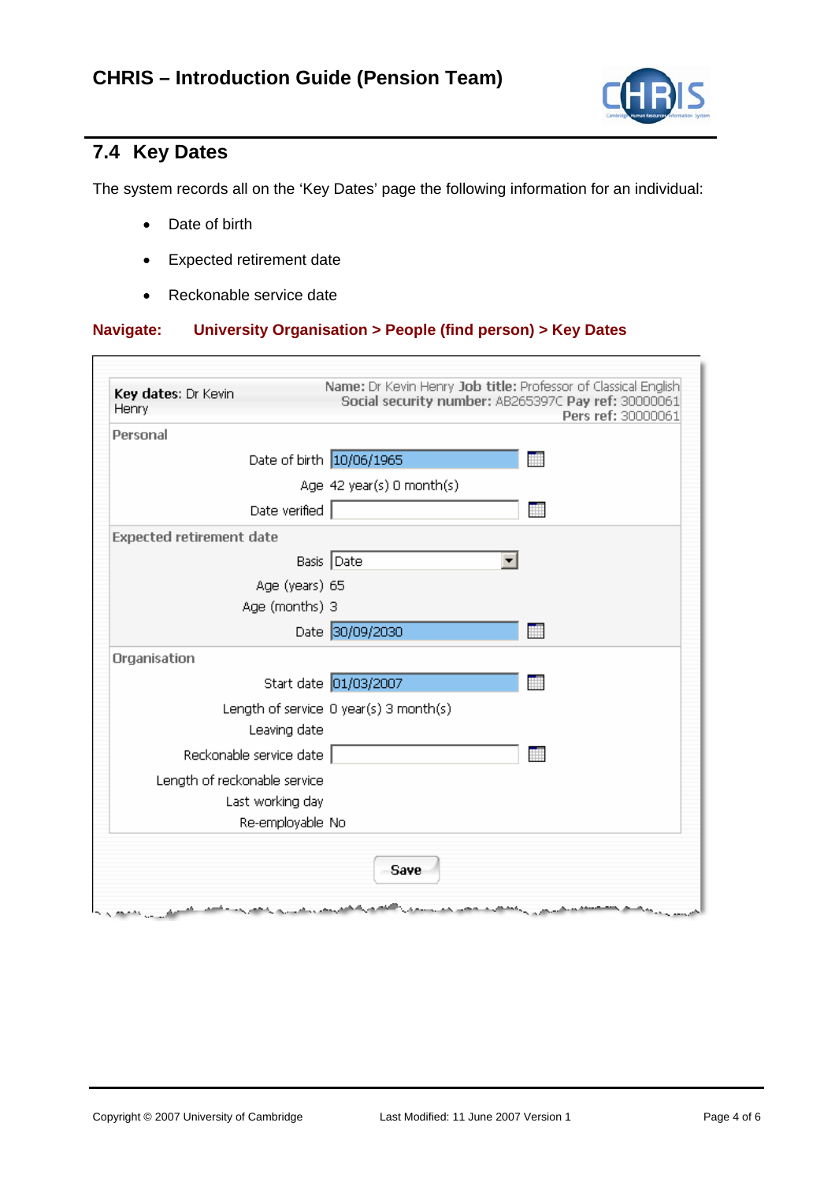## 7.4 Key Dates

The system records all on the 'Key Dates' page the following information for an individual:

- Date of birth
- Expected retirement date
- Reckonable service date

**Navigate: University Organisation > People (find person) > Key Dates**

**Key dates:** Dr Kevin Henry

**Name:** Dr Kevin Henry **Job title:** Professor of Classical English
**Social security number:** AB265397C **Pay ref:** 30000061
**Pers ref:** 30000061

**Personal**

| Field | Value |
|---|---|
| Date of birth | 10/06/1965 |
| Age | 42 year(s) 0 month(s) |
| Date verified | |

**Expected retirement date**

| Field | Value |
|---|---|
| Basis | Date |
| Age (years) | 65 |
| Age (months) | 3 |
| Date | 30/09/2030 |

**Organisation**

| Field | Value |
|---|---|
| Start date | 01/03/2007 |
| Length of service | 0 year(s) 3 month(s) |
| Leaving date | |
| Reckonable service date | |
| Length of reckonable service | |
| Last working day | |
| Re-employable | No |

Save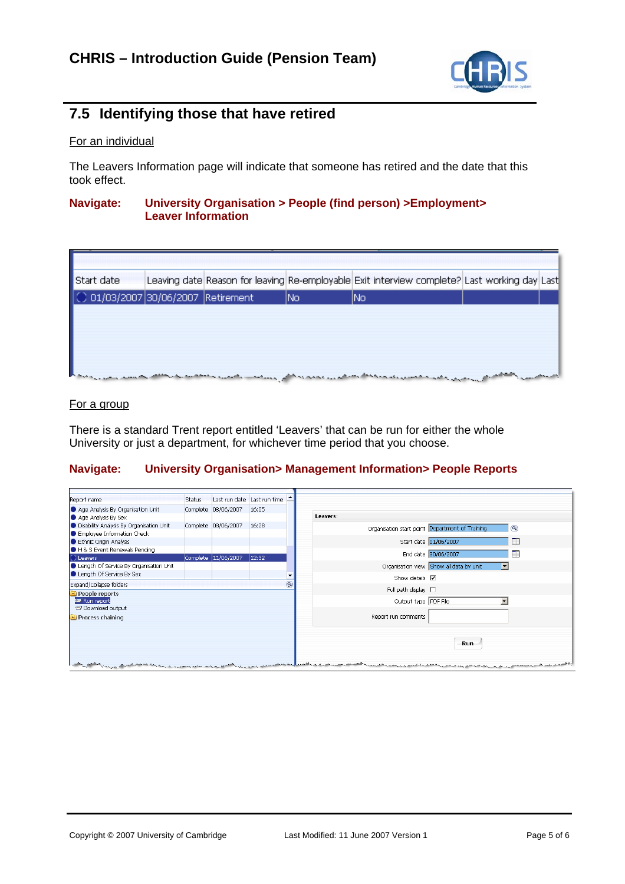## 7.5 Identifying those that have retired

For an individual

The Leavers Information page will indicate that someone has retired and the date that this took effect.

**Navigate: University Organisation > People (find person) >Employment> Leaver Information**

| Start date | Leaving date | Reason for leaving | Re-employable | Exit interview complete? | Last working day | Last |
|---|---|---|---|---|---|---|
| 01/03/2007 | 30/06/2007 | Retirement | No | No | | |

For a group

There is a standard Trent report entitled 'Leavers' that can be run for either the whole University or just a department, for whichever time period that you choose.

**Navigate: University Organisation> Management Information> People Reports**

| Report name | Status | Last run date | Last run time |
|---|---|---|---|
| Age Analysis By Organisation Unit | Complete | 08/06/2007 | 16:05 |
| Age Analysis By Sex | | | |
| Disability Analysis By Organisation Unit | Complete | 08/06/2007 | 16:28 |
| Employee Information Check | | | |
| Ethnic Origin Analysis | | | |
| H & S Event Renewals Pending | | | |
| Leavers | Complete | 11/06/2007 | 12:32 |
| Length Of Service By Organisation Unit | | | |
| Length Of Service By Sex | | | |

Expand/Collapse folders
- People reports
  - Run report
  - Download output
- Process chaining

Leavers:

| Field | Value |
|---|---|
| Organisation start point | Department of Training |
| Start date | 01/06/2007 |
| End date | 30/06/2007 |
| Organisation view | Show all data by unit |
| Show details | ☑ |
| Full path display | ☐ |
| Output type | PDF File |
| Report run comments | |

Run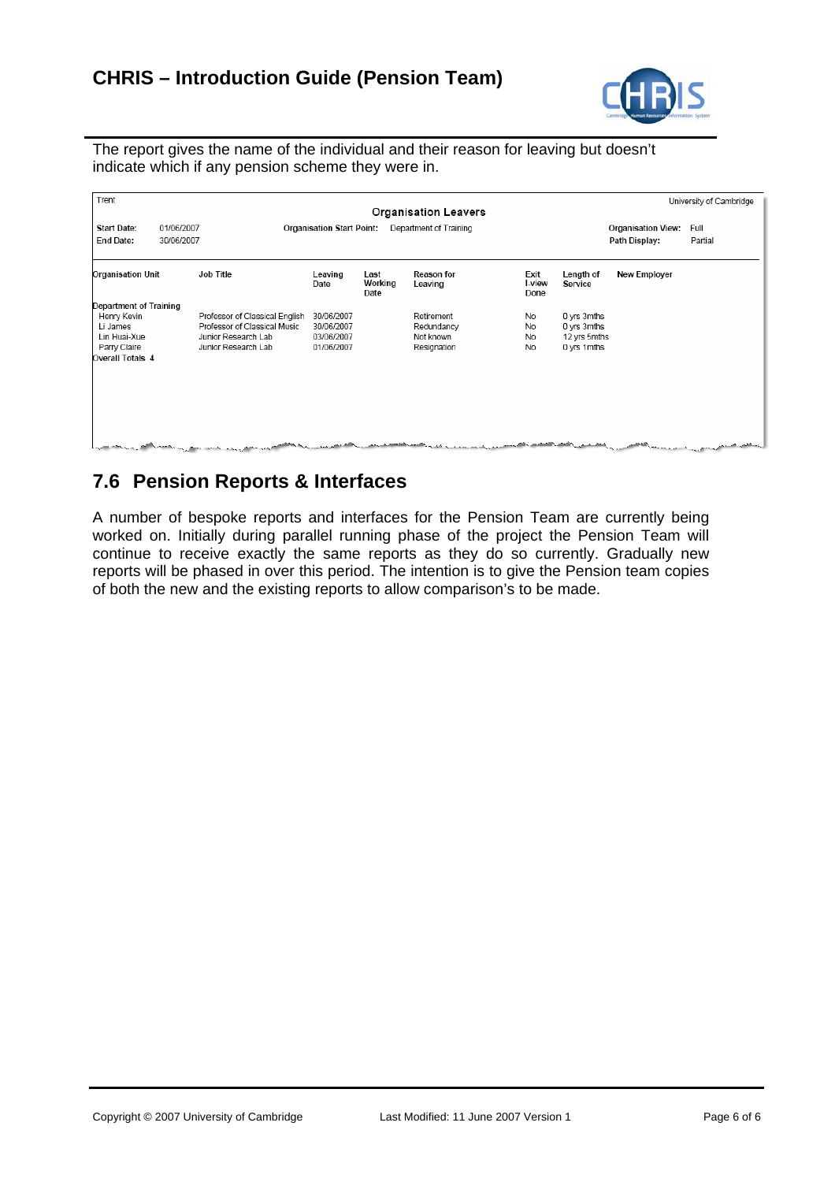The report gives the name of the individual and their reason for leaving but doesn't indicate which if any pension scheme they were in.

Trent

University of Cambridge

**Organisation Leavers**

**Start Date:** 01/06/2007 **Organisation Start Point:** Department of Training **Organisation View:** Full

**End Date:** 30/06/2007 **Path Display:** Partial

| Organisation Unit | Job Title | Leaving Date | Last Working Date | Reason for Leaving | Exit I-view Done | Length of Service | New Employer |
|---|---|---|---|---|---|---|---|
| Department of Training | | | | | | | |
| Henry Kevin | Professor of Classical English | 30/06/2007 | | Retirement | No | 0 yrs 3mths | |
| Li James | Professor of Classical Music | 30/06/2007 | | Redundancy | No | 0 yrs 3mths | |
| Lin Huai-Xue | Junior Research Lab | 03/06/2007 | | Not known | No | 12 yrs 5mths | |
| Parry Claire | Junior Research Lab | 01/06/2007 | | Resignation | No | 0 yrs 1mths | |
| Overall Totals 4 | | | | | | | |

## 7.6 Pension Reports & Interfaces

A number of bespoke reports and interfaces for the Pension Team are currently being worked on. Initially during parallel running phase of the project the Pension Team will continue to receive exactly the same reports as they do so currently. Gradually new reports will be phased in over this period. The intention is to give the Pension team copies of both the new and the existing reports to allow comparison's to be made.